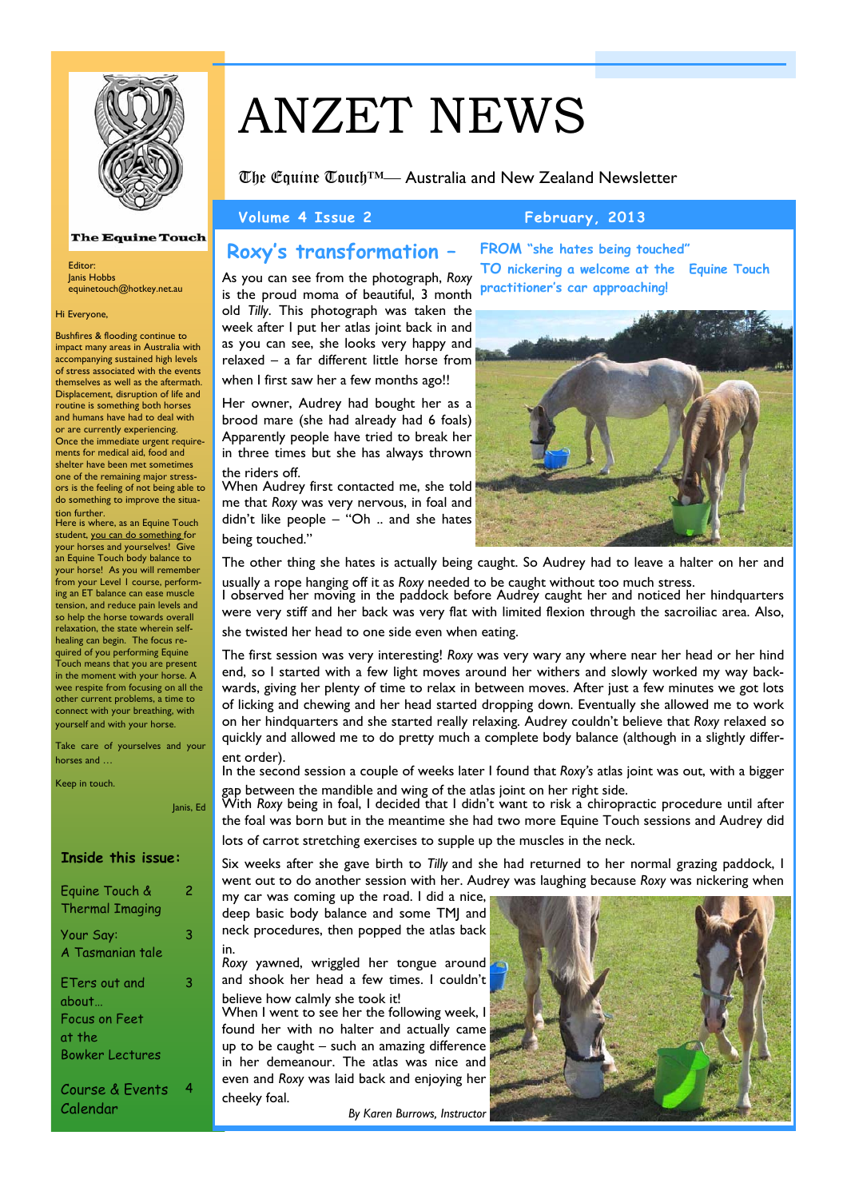# ANZET NEWS

The Equine Touch™— Australia and New Zealand Newsletter

Volume 4 Issue 2 February, 2013

The Equine Touch

Editor:
Janis Hobbs
equinetouch@hotkey.net.au

Hi Everyone,

Bushfires & flooding continue to impact many areas in Australia with accompanying sustained high levels of stress associated with the events themselves as well as the aftermath. Displacement, disruption of life and routine is something both horses and humans have had to deal with or are currently experiencing.
Once the immediate urgent requirements for medical aid, food and shelter have been met sometimes one of the remaining major stressors is the feeling of not being able to do something to improve the situation further.
Here is where, as an Equine Touch student, you can do something for your horses and yourselves! Give an Equine Touch body balance to your horse! As you will remember from your Level I course, performing an ET balance can ease muscle tension, and reduce pain levels and so help the horse towards overall relaxation, the state wherein self-healing can begin. The focus required of you performing Equine Touch means that you are present in the moment with your horse. A wee respite from focusing on all the other current problems, a time to connect with your breathing, with yourself and with your horse.

Take care of yourselves and your horses and …

Keep in touch.

Janis, Ed

**Inside this issue:**

| | |
|---|---|
| Equine Touch & Thermal Imaging | 2 |
| Your Say: A Tasmanian tale | 3 |
| ETers out and about… Focus on Feet at the Bowker Lectures | 3 |
| Course & Events Calendar | 4 |

## Roxy's transformation - FROM "she hates being touched" TO nickering a welcome at the Equine Touch practitioner's car approaching!

As you can see from the photograph, *Roxy* is the proud moma of beautiful, 3 month old *Tilly*. This photograph was taken the week after I put her atlas joint back in and as you can see, she looks very happy and relaxed – a far different little horse from when I first saw her a few months ago!!

Her owner, Audrey had bought her as a brood mare (she had already had 6 foals) Apparently people have tried to break her in three times but she has always thrown the riders off.

When Audrey first contacted me, she told me that *Roxy* was very nervous, in foal and didn't like people – "Oh .. and she hates being touched."

The other thing she hates is actually being caught. So Audrey had to leave a halter on her and usually a rope hanging off it as *Roxy* needed to be caught without too much stress.

I observed her moving in the paddock before Audrey caught her and noticed her hindquarters were very stiff and her back was very flat with limited flexion through the sacroiliac area. Also, she twisted her head to one side even when eating.

The first session was very interesting! *Roxy* was very wary any where near her head or her hind end, so I started with a few light moves around her withers and slowly worked my way backwards, giving her plenty of time to relax in between moves. After just a few minutes we got lots of licking and chewing and her head started dropping down. Eventually she allowed me to work on her hindquarters and she started really relaxing. Audrey couldn't believe that *Roxy* relaxed so quickly and allowed me to do pretty much a complete body balance (although in a slightly different order).

In the second session a couple of weeks later I found that *Roxy's* atlas joint was out, with a bigger gap between the mandible and wing of the atlas joint on her right side.

With *Roxy* being in foal, I decided that I didn't want to risk a chiropractic procedure until after the foal was born but in the meantime she had two more Equine Touch sessions and Audrey did lots of carrot stretching exercises to supple up the muscles in the neck.

Six weeks after she gave birth to *Tilly* and she had returned to her normal grazing paddock, I went out to do another session with her. Audrey was laughing because *Roxy* was nickering when my car was coming up the road. I did a nice, deep basic body balance and some TMJ and neck procedures, then popped the atlas back in.

*Roxy* yawned, wriggled her tongue around and shook her head a few times. I couldn't believe how calmly she took it!

When I went to see her the following week, I found her with no halter and actually came up to be caught – such an amazing difference in her demeanour. The atlas was nice and even and *Roxy* was laid back and enjoying her cheeky foal.

*By Karen Burrows, Instructor*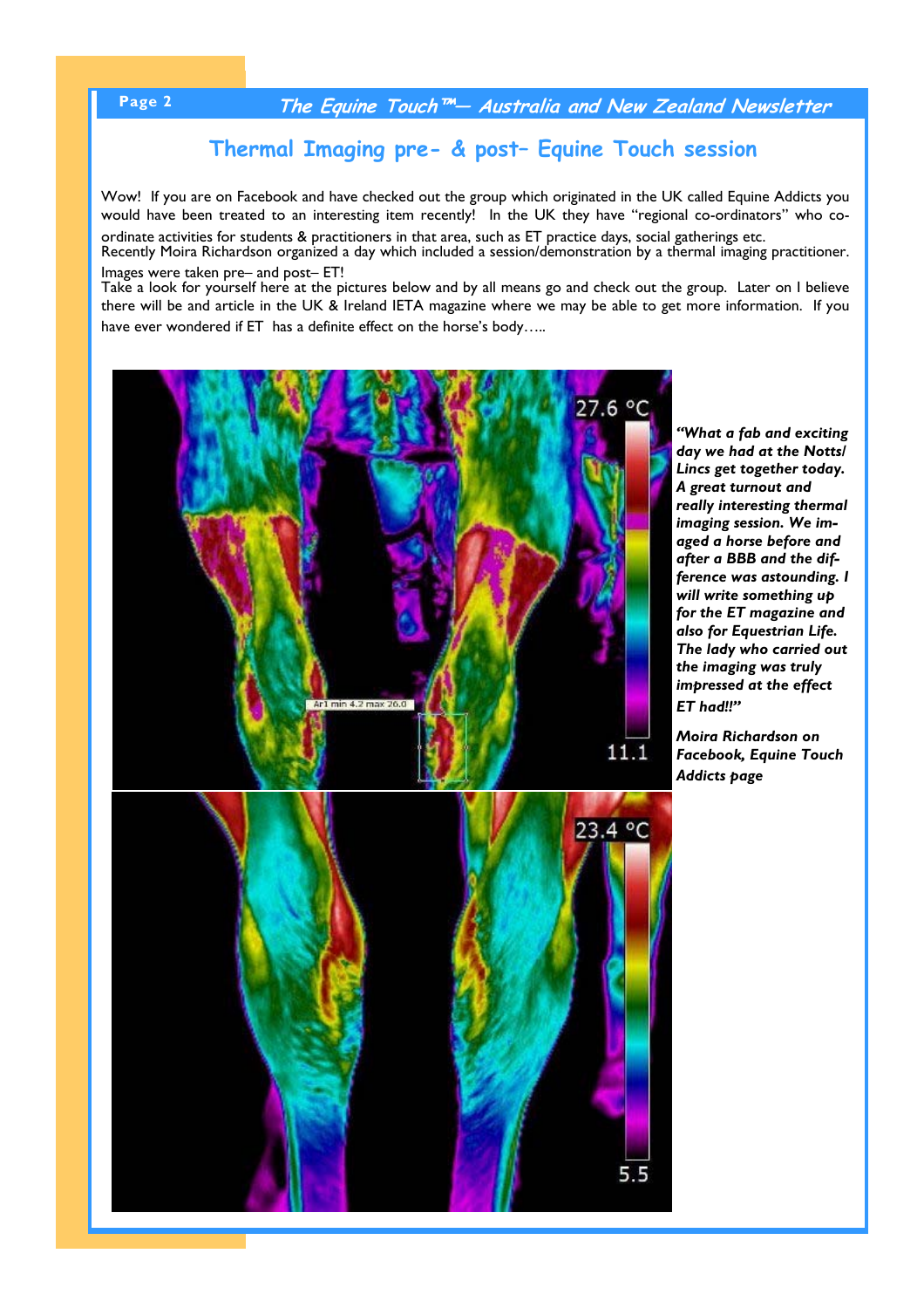## Thermal Imaging pre- & post– Equine Touch session

Wow! If you are on Facebook and have checked out the group which originated in the UK called Equine Addicts you would have been treated to an interesting item recently! In the UK they have "regional co-ordinators" who co-ordinate activities for students & practitioners in that area, such as ET practice days, social gatherings etc.
Recently Moira Richardson organized a day which included a session/demonstration by a thermal imaging practitioner. Images were taken pre– and post– ET!
Take a look for yourself here at the pictures below and by all means go and check out the group. Later on I believe there will be and article in the UK & Ireland IETA magazine where we may be able to get more information. If you have ever wondered if ET has a definite effect on the horse's body…..

*"What a fab and exciting day we had at the Notts/Lincs get together today. A great turnout and really interesting thermal imaging session. We imaged a horse before and after a BBB and the difference was astounding. I will write something up for the ET magazine and also for Equestrian Life. The lady who carried out the imaging was truly impressed at the effect ET had!!"*

*Moira Richardson on Facebook, Equine Touch Addicts page*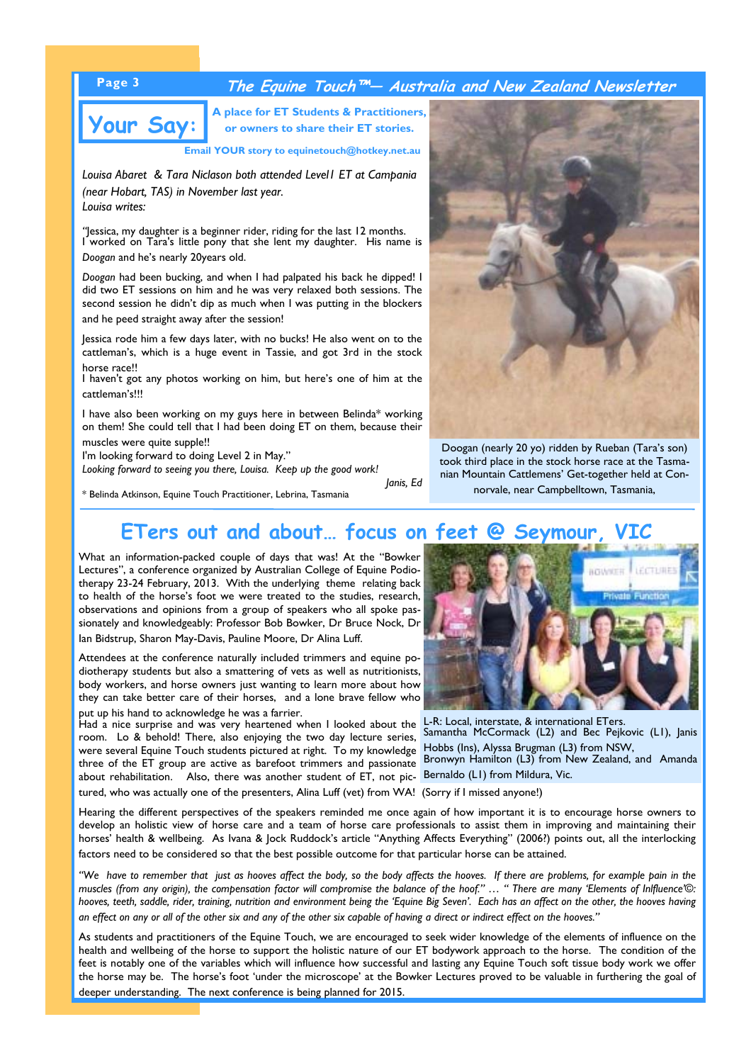## Your Say:

**A place for ET Students & Practitioners, or owners to share their ET stories.**

**Email YOUR story to equinetouch@hotkey.net.au**

*Louisa Abaret & Tara Niclason both attended Level1 ET at Campania (near Hobart, TAS) in November last year. Louisa writes:*

"Jessica, my daughter is a beginner rider, riding for the last 12 months. I worked on Tara's little pony that she lent my daughter. His name is *Doogan* and he's nearly 20years old.

*Doogan* had been bucking, and when I had palpated his back he dipped! I did two ET sessions on him and he was very relaxed both sessions. The second session he didn't dip as much when I was putting in the blockers and he peed straight away after the session!

Jessica rode him a few days later, with no bucks! He also went on to the cattleman's, which is a huge event in Tassie, and got 3rd in the stock horse race!!

I haven't got any photos working on him, but here's one of him at the cattleman's!!!

I have also been working on my guys here in between Belinda* working on them! She could tell that I had been doing ET on them, because their muscles were quite supple!!

I'm looking forward to doing Level 2 in May."

*Looking forward to seeing you there, Louisa. Keep up the good work!*

*Janis, Ed*

\* Belinda Atkinson, Equine Touch Practitioner, Lebrina, Tasmania

Doogan (nearly 20 yo) ridden by Rueban (Tara's son) took third place in the stock horse race at the Tasmanian Mountain Cattlemens' Get-together held at Connorvale, near Campbelltown, Tasmania,

## ETers out and about… focus on feet @ Seymour, VIC

What an information-packed couple of days that was! At the "Bowker Lectures", a conference organized by Australian College of Equine Podiotherapy 23-24 February, 2013. With the underlying theme relating back to health of the horse's foot we were treated to the studies, research, observations and opinions from a group of speakers who all spoke passionately and knowledgeably: Professor Bob Bowker, Dr Bruce Nock, Dr Ian Bidstrup, Sharon May-Davis, Pauline Moore, Dr Alina Luff.

Attendees at the conference naturally included trimmers and equine podiotherapy students but also a smattering of vets as well as nutritionists, body workers, and horse owners just wanting to learn more about how they can take better care of their horses, and a lone brave fellow who put up his hand to acknowledge he was a farrier.

Had a nice surprise and was very heartened when I looked about the room. Lo & behold! There, also enjoying the two day lecture series, were several Equine Touch students pictured at right. To my knowledge three of the ET group are active as barefoot trimmers and passionate about rehabilitation. Also, there was another student of ET, not pictured, who was actually one of the presenters, Alina Luff (vet) from WA! (Sorry if I missed anyone!)

L-R: Local, interstate, & international ETers. Samantha McCormack (L2) and Bec Pejkovic (L1), Janis Hobbs (Ins), Alyssa Brugman (L3) from NSW, Bronwyn Hamilton (L3) from New Zealand, and Amanda Bernaldo (L1) from Mildura, Vic.

Hearing the different perspectives of the speakers reminded me once again of how important it is to encourage horse owners to develop an holistic view of horse care and a team of horse care professionals to assist them in improving and maintaining their horses' health & wellbeing. As Ivana & Jock Ruddock's article "Anything Affects Everything" (2006?) points out, all the interlocking factors need to be considered so that the best possible outcome for that particular horse can be attained.

*"We have to remember that just as hooves affect the body, so the body affects the hooves. If there are problems, for example pain in the muscles (from any origin), the compensation factor will compromise the balance of the hoof." … " There are many 'Elements of Inlfluence'©: hooves, teeth, saddle, rider, training, nutrition and environment being the 'Equine Big Seven'. Each has an affect on the other, the hooves having an effect on any or all of the other six and any of the other six capable of having a direct or indirect effect on the hooves."*

As students and practitioners of the Equine Touch, we are encouraged to seek wider knowledge of the elements of influence on the health and wellbeing of the horse to support the holistic nature of our ET bodywork approach to the horse. The condition of the feet is notably one of the variables which will influence how successful and lasting any Equine Touch soft tissue body work we offer the horse may be. The horse's foot 'under the microscope' at the Bowker Lectures proved to be valuable in furthering the goal of deeper understanding. The next conference is being planned for 2015.